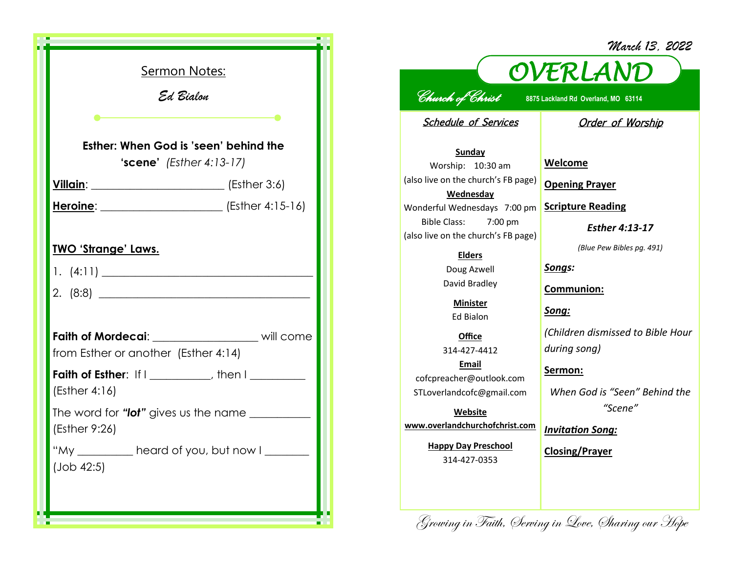## Sermon Notes:

*Ed Bialon*

**Esther: When God is 'seen' behind the 'scene'** *(Esther 4:13-17)*

**Villain**: ________________________ (Esther 3:6)

**Heroine**: _____________________ (Esther 4:15-16)

**TWO 'Strange' Laws.**

1. (4:11) ______________________________________
2. (8:8) ______________________________________

**Faith of Mordecai**: __________________ will come from Esther or another (Esther 4:14)

**Faith of Esther**: If I __________, then I _________ (Esther 4:16)

The word for ***"lot"*** gives us the name __________ (Esther 9:26)

"My _________ heard of you, but now I _______ (Job 42:5)

*March 13, 2022*

# OVERLAND

*Church of Christ* 8875 Lackland Rd Overland, MO 63114

### *Schedule of Services*

**Sunday**
Worship: 10:30 am
(also live on the church's FB page)

**Wednesday**
Wonderful Wednesdays 7:00 pm
Bible Class: 7:00 pm
(also live on the church's FB page)

**Elders**
Doug Azwell
David Bradley

**Minister**
Ed Bialon

**Office**
314-427-4412

**Email**
cofcpreacher@outlook.com
STLoverlandcofc@gmail.com

**Website**
**www.overlandchurchofchrist.com**

**Happy Day Preschool**
314-427-0353

### *Order of Worship*

**Welcome**

**Opening Prayer**

**Scripture Reading**

***Esther 4:13-17***

*(Blue Pew Bibles pg. 491)*

***Songs:***

**Communion:**

***Song:***

*(Children dismissed to Bible Hour during song)*

**Sermon:**

*When God is "Seen" Behind the "Scene"*

***Invitation Song:***

**Closing/Prayer**

*Growing in Faith, Serving in Love, Sharing our Hope*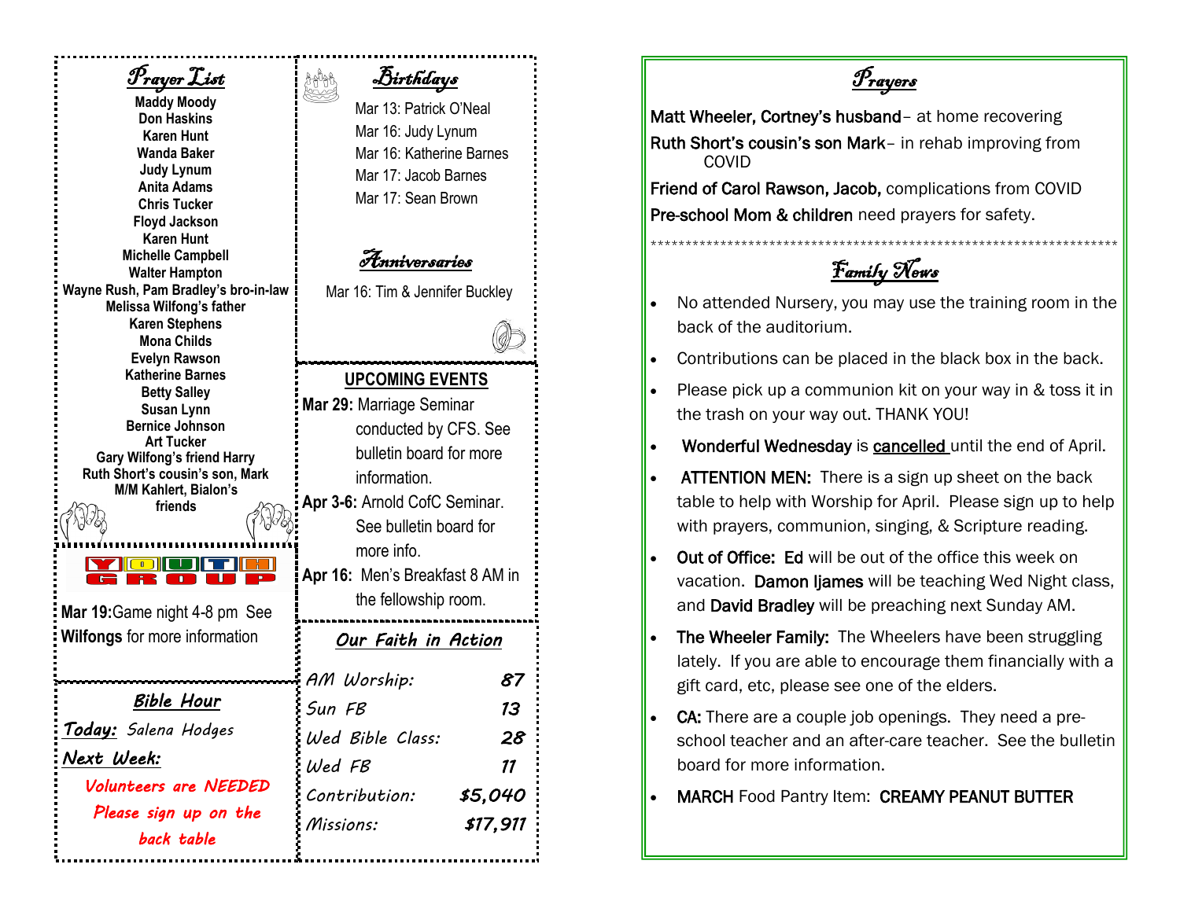## Prayer List

**Maddy Moody**
**Don Haskins**
**Karen Hunt**
**Wanda Baker**
**Judy Lynum**
**Anita Adams**
**Chris Tucker**
**Floyd Jackson**
**Karen Hunt**
**Michelle Campbell**
**Walter Hampton**
**Wayne Rush, Pam Bradley's bro-in-law**
**Melissa Wilfong's father**
**Karen Stephens**
**Mona Childs**
**Evelyn Rawson**
**Katherine Barnes**
**Betty Salley**
**Susan Lynn**
**Bernice Johnson**
**Art Tucker**
**Gary Wilfong's friend Harry**
**Ruth Short's cousin's son, Mark**
**M/M Kahlert, Bialon's friends**

## YOUTH GROUP

**Mar 19:** Game night 4-8 pm See **Wilfongs** for more information

## Bible Hour

**Today:** *Salena Hodges*

**Next Week:**

*Volunteers are NEEDED Please sign up on the back table*

## Birthdays

Mar 13: Patrick O'Neal
Mar 16: Judy Lynum
Mar 16: Katherine Barnes
Mar 17: Jacob Barnes
Mar 17: Sean Brown

## Anniversaries

Mar 16: Tim & Jennifer Buckley

## UPCOMING EVENTS

**Mar 29:** Marriage Seminar conducted by CFS. See bulletin board for more information.

**Apr 3-6:** Arnold CofC Seminar. See bulletin board for more info.

**Apr 16:** Men's Breakfast 8 AM in the fellowship room.

## Our Faith in Action

| | |
|---|---|
| AM Worship: | 87 |
| Sun FB | 13 |
| Wed Bible Class: | 28 |
| Wed FB | 11 |
| Contribution: | $5,040 |
| Missions: | $17,911 |

## Prayers

Matt Wheeler, Cortney's husband– at home recovering

Ruth Short's cousin's son Mark– in rehab improving from COVID

Friend of Carol Rawson, Jacob, complications from COVID

Pre-school Mom & children need prayers for safety.

## Family News

- No attended Nursery, you may use the training room in the back of the auditorium.
- Contributions can be placed in the black box in the back.
- Please pick up a communion kit on your way in & toss it in the trash on your way out. THANK YOU!
- Wonderful Wednesday is cancelled until the end of April.
- ATTENTION MEN: There is a sign up sheet on the back table to help with Worship for April. Please sign up to help with prayers, communion, singing, & Scripture reading.
- Out of Office: Ed will be out of the office this week on vacation. Damon Ijames will be teaching Wed Night class, and David Bradley will be preaching next Sunday AM.
- The Wheeler Family: The Wheelers have been struggling lately. If you are able to encourage them financially with a gift card, etc, please see one of the elders.
- CA: There are a couple job openings. They need a pre-school teacher and an after-care teacher. See the bulletin board for more information.
- MARCH Food Pantry Item: CREAMY PEANUT BUTTER